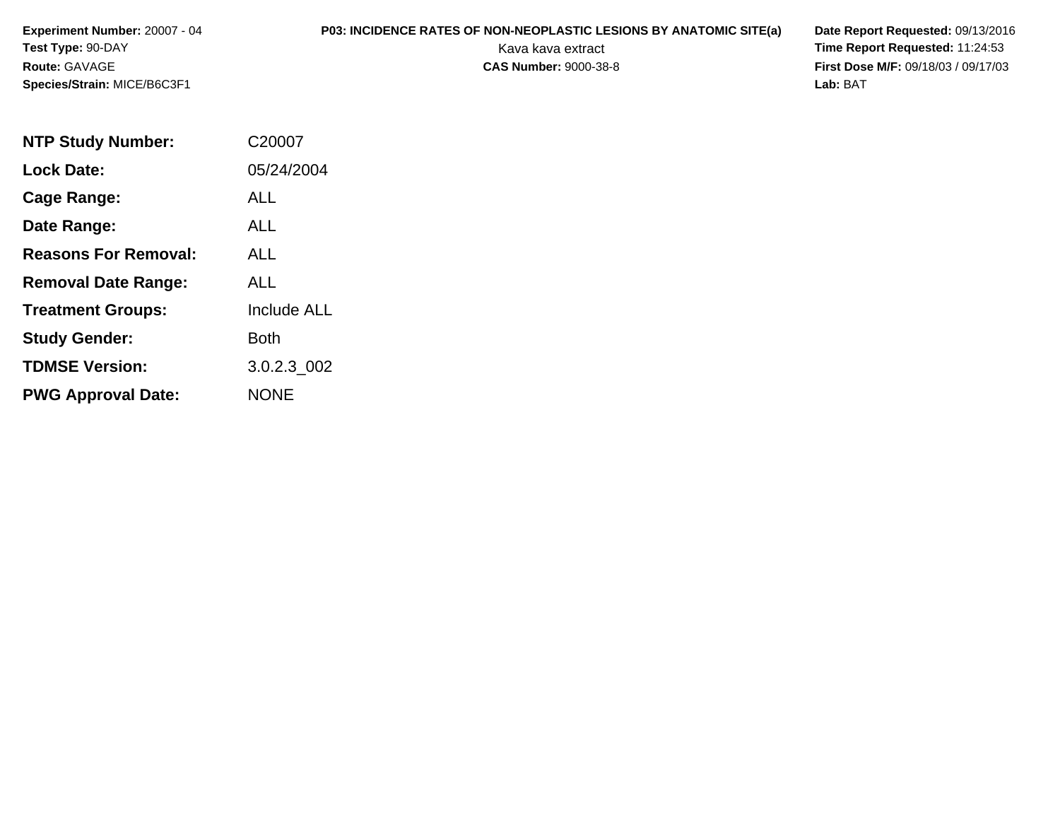**Experiment Number:** 20007 - 04
**Test Type:** 90-DAY
**Route:** GAVAGE
**Species/Strain:** MICE/B6C3F1

**P03: INCIDENCE RATES OF NON-NEOPLASTIC LESIONS BY ANATOMIC SITE(a)**
Kava kava extract
**CAS Number:** 9000-38-8

**Date Report Requested:** 09/13/2016
**Time Report Requested:** 11:24:53
**First Dose M/F:** 09/18/03 / 09/17/03
**Lab:** BAT

| | |
|---|---|
| **NTP Study Number:** | C20007 |
| **Lock Date:** | 05/24/2004 |
| **Cage Range:** | ALL |
| **Date Range:** | ALL |
| **Reasons For Removal:** | ALL |
| **Removal Date Range:** | ALL |
| **Treatment Groups:** | Include ALL |
| **Study Gender:** | Both |
| **TDMSE Version:** | 3.0.2.3_002 |
| **PWG Approval Date:** | NONE |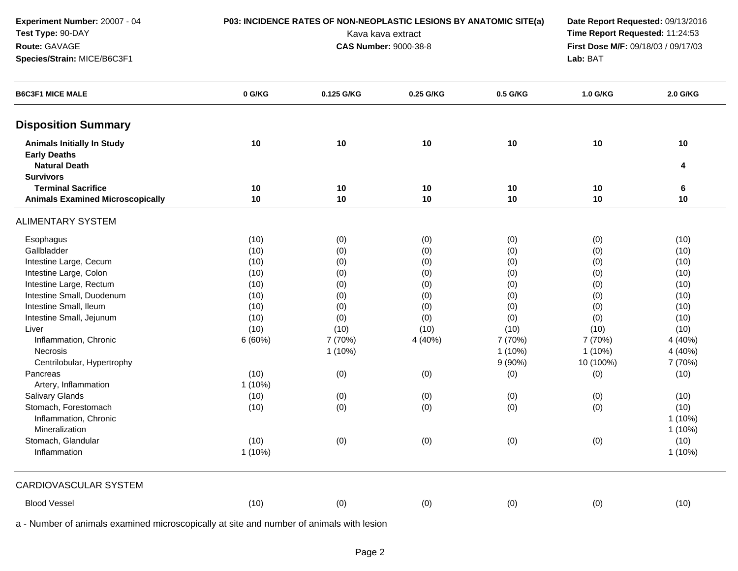**Experiment Number:** 20007 - 04
**Test Type:** 90-DAY
**Route:** GAVAGE
**Species/Strain:** MICE/B6C3F1

**P03: INCIDENCE RATES OF NON-NEOPLASTIC LESIONS BY ANATOMIC SITE(a)**
Kava kava extract
**CAS Number:** 9000-38-8

**Date Report Requested:** 09/13/2016
**Time Report Requested:** 11:24:53
**First Dose M/F:** 09/18/03 / 09/17/03
**Lab:** BAT

| B6C3F1 MICE MALE | 0 G/KG | 0.125 G/KG | 0.25 G/KG | 0.5 G/KG | 1.0 G/KG | 2.0 G/KG |
|---|---|---|---|---|---|---|
| **Disposition Summary** | | | | | | |
| **Animals Initially In Study** | **10** | **10** | **10** | **10** | **10** | **10** |
| **Early Deaths** | | | | | | |
| **Natural Death** | | | | | | **4** |
| **Survivors** | | | | | | |
| **Terminal Sacrifice** | **10** | **10** | **10** | **10** | **10** | **6** |
| **Animals Examined Microscopically** | **10** | **10** | **10** | **10** | **10** | **10** |
| ALIMENTARY SYSTEM | | | | | | |
| Esophagus | (10) | (0) | (0) | (0) | (0) | (10) |
| Gallbladder | (10) | (0) | (0) | (0) | (0) | (10) |
| Intestine Large, Cecum | (10) | (0) | (0) | (0) | (0) | (10) |
| Intestine Large, Colon | (10) | (0) | (0) | (0) | (0) | (10) |
| Intestine Large, Rectum | (10) | (0) | (0) | (0) | (0) | (10) |
| Intestine Small, Duodenum | (10) | (0) | (0) | (0) | (0) | (10) |
| Intestine Small, Ileum | (10) | (0) | (0) | (0) | (0) | (10) |
| Intestine Small, Jejunum | (10) | (0) | (0) | (0) | (0) | (10) |
| Liver | (10) | (10) | (10) | (10) | (10) | (10) |
| Inflammation, Chronic | 6 (60%) | 7 (70%) | 4 (40%) | 7 (70%) | 7 (70%) | 4 (40%) |
| Necrosis | | 1 (10%) | | 1 (10%) | 1 (10%) | 4 (40%) |
| Centrilobular, Hypertrophy | | | | 9 (90%) | 10 (100%) | 7 (70%) |
| Pancreas | (10) | (0) | (0) | (0) | (0) | (10) |
| Artery, Inflammation | 1 (10%) | | | | | |
| Salivary Glands | (10) | (0) | (0) | (0) | (0) | (10) |
| Stomach, Forestomach | (10) | (0) | (0) | (0) | (0) | (10) |
| Inflammation, Chronic | | | | | | 1 (10%) |
| Mineralization | | | | | | 1 (10%) |
| Stomach, Glandular | (10) | (0) | (0) | (0) | (0) | (10) |
| Inflammation | 1 (10%) | | | | | 1 (10%) |
| CARDIOVASCULAR SYSTEM | | | | | | |
| Blood Vessel | (10) | (0) | (0) | (0) | (0) | (10) |

a - Number of animals examined microscopically at site and number of animals with lesion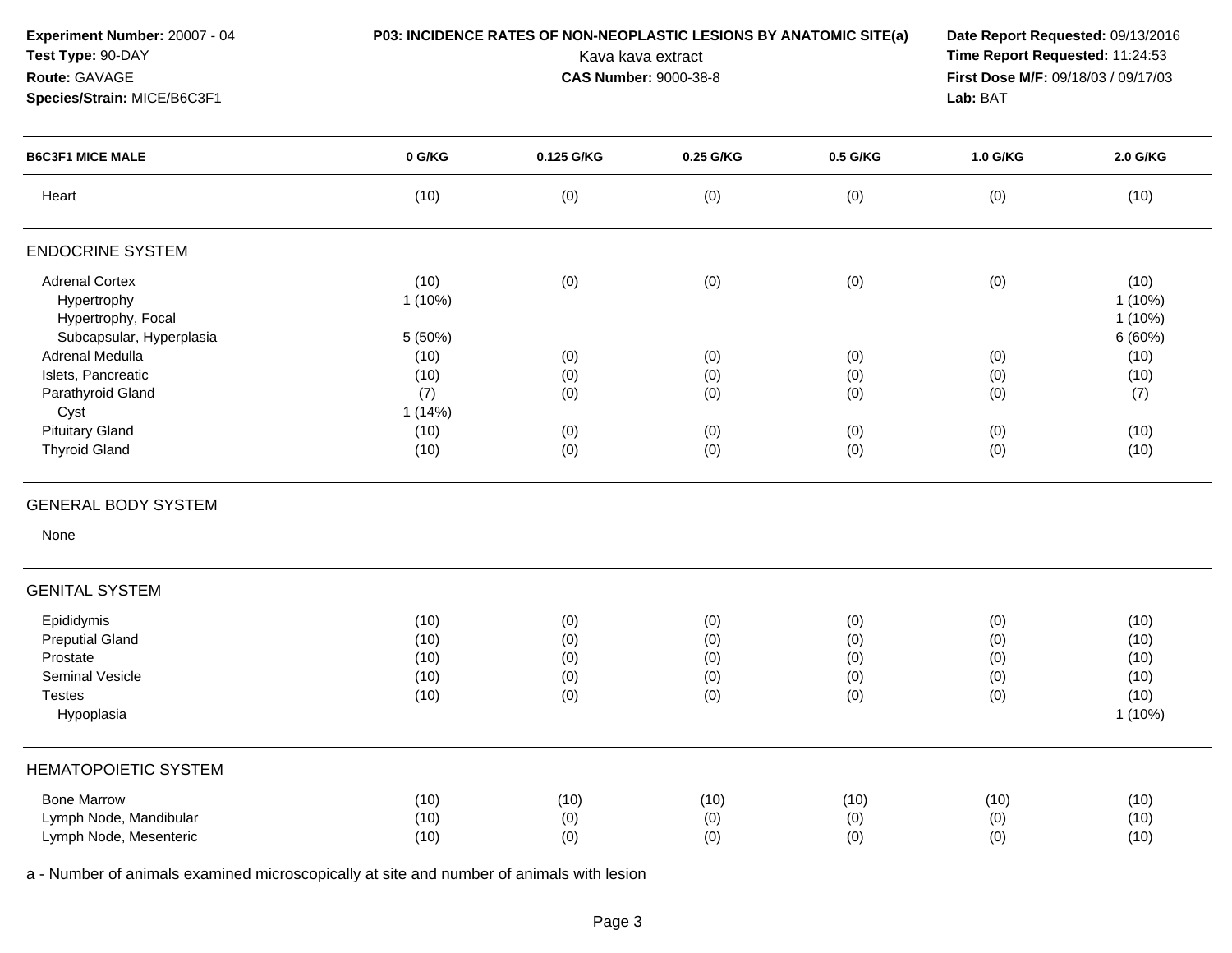**Experiment Number:** 20007 - 04
**Test Type:** 90-DAY
**Route:** GAVAGE
**Species/Strain:** MICE/B6C3F1

**P03: INCIDENCE RATES OF NON-NEOPLASTIC LESIONS BY ANATOMIC SITE(a)**
Kava kava extract
**CAS Number:** 9000-38-8

**Date Report Requested:** 09/13/2016
**Time Report Requested:** 11:24:53
**First Dose M/F:** 09/18/03 / 09/17/03
**Lab:** BAT

| B6C3F1 MICE MALE | 0 G/KG | 0.125 G/KG | 0.25 G/KG | 0.5 G/KG | 1.0 G/KG | 2.0 G/KG |
|---|---|---|---|---|---|---|
| Heart | (10) | (0) | (0) | (0) | (0) | (10) |
| **ENDOCRINE SYSTEM** | | | | | | |
| Adrenal Cortex | (10) | (0) | (0) | (0) | (0) | (10) |
| Hypertrophy | 1 (10%) | | | | | 1 (10%) |
| Hypertrophy, Focal | | | | | | 1 (10%) |
| Subcapsular, Hyperplasia | 5 (50%) | | | | | 6 (60%) |
| Adrenal Medulla | (10) | (0) | (0) | (0) | (0) | (10) |
| Islets, Pancreatic | (10) | (0) | (0) | (0) | (0) | (10) |
| Parathyroid Gland | (7) | (0) | (0) | (0) | (0) | (7) |
| Cyst | 1 (14%) | | | | | |
| Pituitary Gland | (10) | (0) | (0) | (0) | (0) | (10) |
| Thyroid Gland | (10) | (0) | (0) | (0) | (0) | (10) |
| **GENERAL BODY SYSTEM** | | | | | | |
| None | | | | | | |
| **GENITAL SYSTEM** | | | | | | |
| Epididymis | (10) | (0) | (0) | (0) | (0) | (10) |
| Preputial Gland | (10) | (0) | (0) | (0) | (0) | (10) |
| Prostate | (10) | (0) | (0) | (0) | (0) | (10) |
| Seminal Vesicle | (10) | (0) | (0) | (0) | (0) | (10) |
| Testes | (10) | (0) | (0) | (0) | (0) | (10) |
| Hypoplasia | | | | | | 1 (10%) |
| **HEMATOPOIETIC SYSTEM** | | | | | | |
| Bone Marrow | (10) | (10) | (10) | (10) | (10) | (10) |
| Lymph Node, Mandibular | (10) | (0) | (0) | (0) | (0) | (10) |
| Lymph Node, Mesenteric | (10) | (0) | (0) | (0) | (0) | (10) |

a - Number of animals examined microscopically at site and number of animals with lesion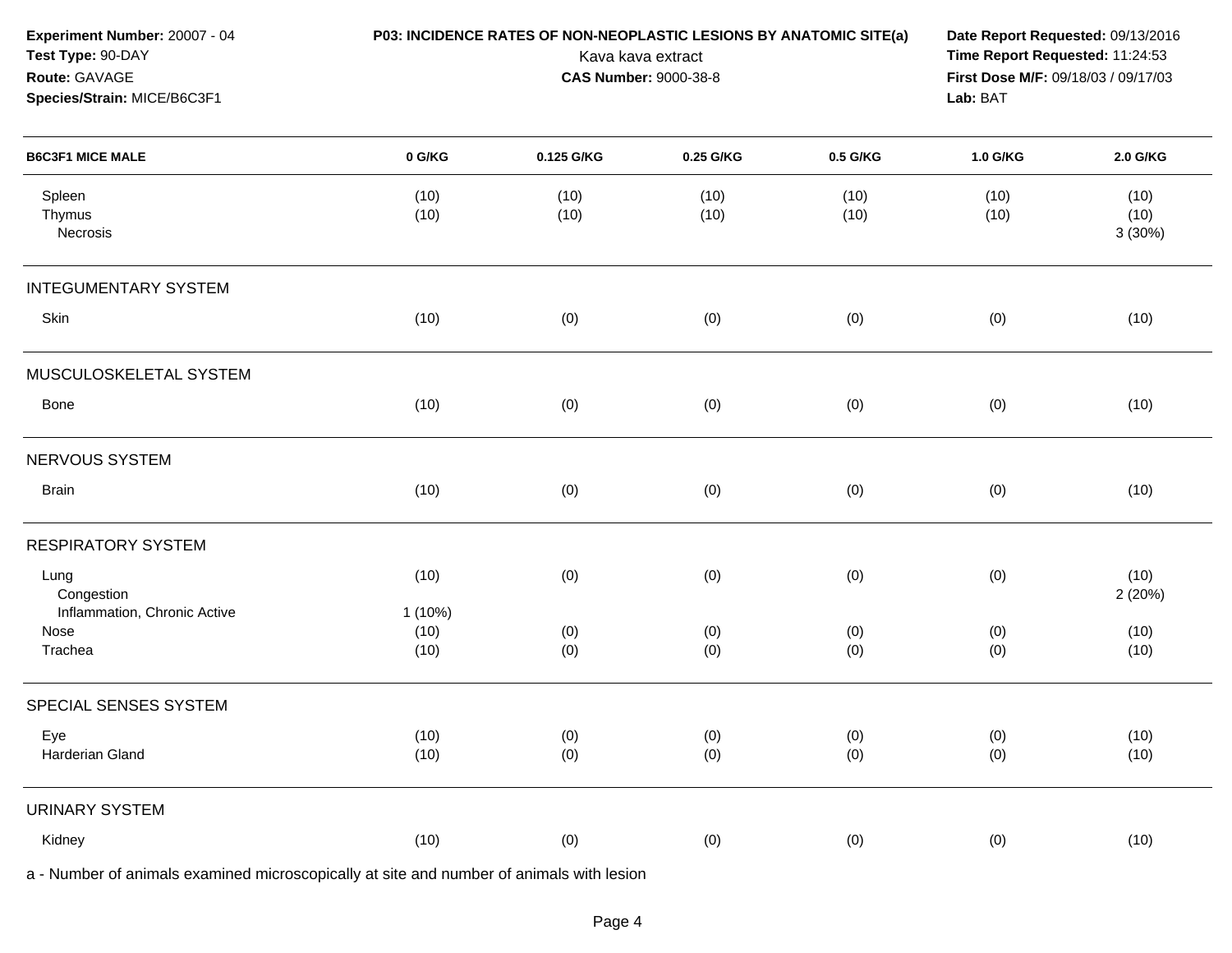**Experiment Number:** 20007 - 04
**Test Type:** 90-DAY
**Route:** GAVAGE
**Species/Strain:** MICE/B6C3F1

**P03: INCIDENCE RATES OF NON-NEOPLASTIC LESIONS BY ANATOMIC SITE(a)**
Kava kava extract
**CAS Number:** 9000-38-8

**Date Report Requested:** 09/13/2016
**Time Report Requested:** 11:24:53
**First Dose M/F:** 09/18/03 / 09/17/03
**Lab:** BAT

| B6C3F1 MICE MALE | 0 G/KG | 0.125 G/KG | 0.25 G/KG | 0.5 G/KG | 1.0 G/KG | 2.0 G/KG |
|---|---|---|---|---|---|---|
| Spleen | (10) | (10) | (10) | (10) | (10) | (10) |
| Thymus | (10) | (10) | (10) | (10) | (10) | (10) |
| Necrosis | | | | | | 3 (30%) |
| **INTEGUMENTARY SYSTEM** | | | | | | |
| Skin | (10) | (0) | (0) | (0) | (0) | (10) |
| **MUSCULOSKELETAL SYSTEM** | | | | | | |
| Bone | (10) | (0) | (0) | (0) | (0) | (10) |
| **NERVOUS SYSTEM** | | | | | | |
| Brain | (10) | (0) | (0) | (0) | (0) | (10) |
| **RESPIRATORY SYSTEM** | | | | | | |
| Lung | (10) | (0) | (0) | (0) | (0) | (10) |
| Congestion | | | | | | 2 (20%) |
| Inflammation, Chronic Active | 1 (10%) | | | | | |
| Nose | (10) | (0) | (0) | (0) | (0) | (10) |
| Trachea | (10) | (0) | (0) | (0) | (0) | (10) |
| **SPECIAL SENSES SYSTEM** | | | | | | |
| Eye | (10) | (0) | (0) | (0) | (0) | (10) |
| Harderian Gland | (10) | (0) | (0) | (0) | (0) | (10) |
| **URINARY SYSTEM** | | | | | | |
| Kidney | (10) | (0) | (0) | (0) | (0) | (10) |

a - Number of animals examined microscopically at site and number of animals with lesion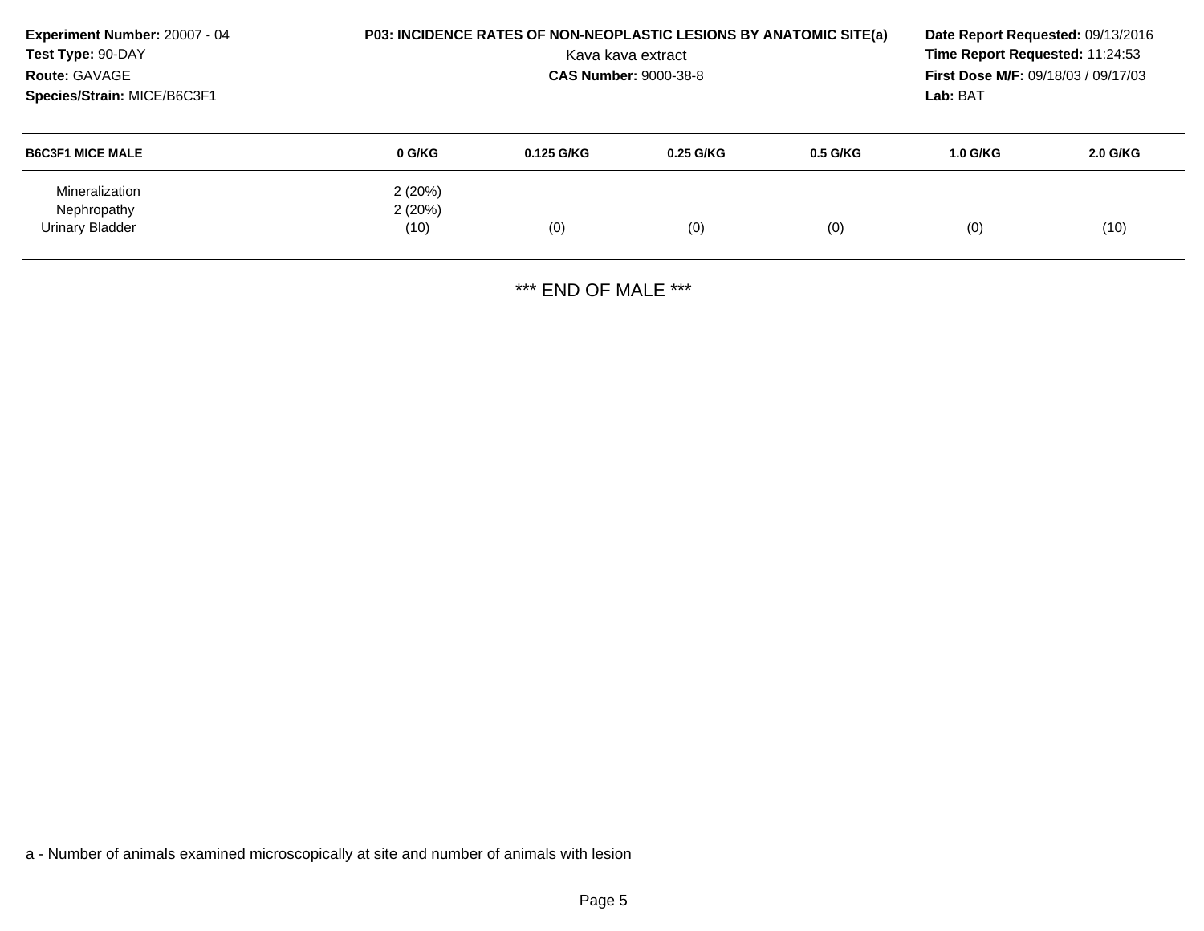**Experiment Number:** 20007 - 04
**Test Type:** 90-DAY
**Route:** GAVAGE
**Species/Strain:** MICE/B6C3F1

**P03: INCIDENCE RATES OF NON-NEOPLASTIC LESIONS BY ANATOMIC SITE(a)**
Kava kava extract
**CAS Number:** 9000-38-8

**Date Report Requested:** 09/13/2016
**Time Report Requested:** 11:24:53
**First Dose M/F:** 09/18/03 / 09/17/03
**Lab:** BAT

| B6C3F1 MICE MALE | 0 G/KG | 0.125 G/KG | 0.25 G/KG | 0.5 G/KG | 1.0 G/KG | 2.0 G/KG |
|---|---|---|---|---|---|---|
| Mineralization | 2 (20%) | | | | | |
| Nephropathy | 2 (20%) | | | | | |
| Urinary Bladder | (10) | (0) | (0) | (0) | (0) | (10) |

*** END OF MALE ***

a - Number of animals examined microscopically at site and number of animals with lesion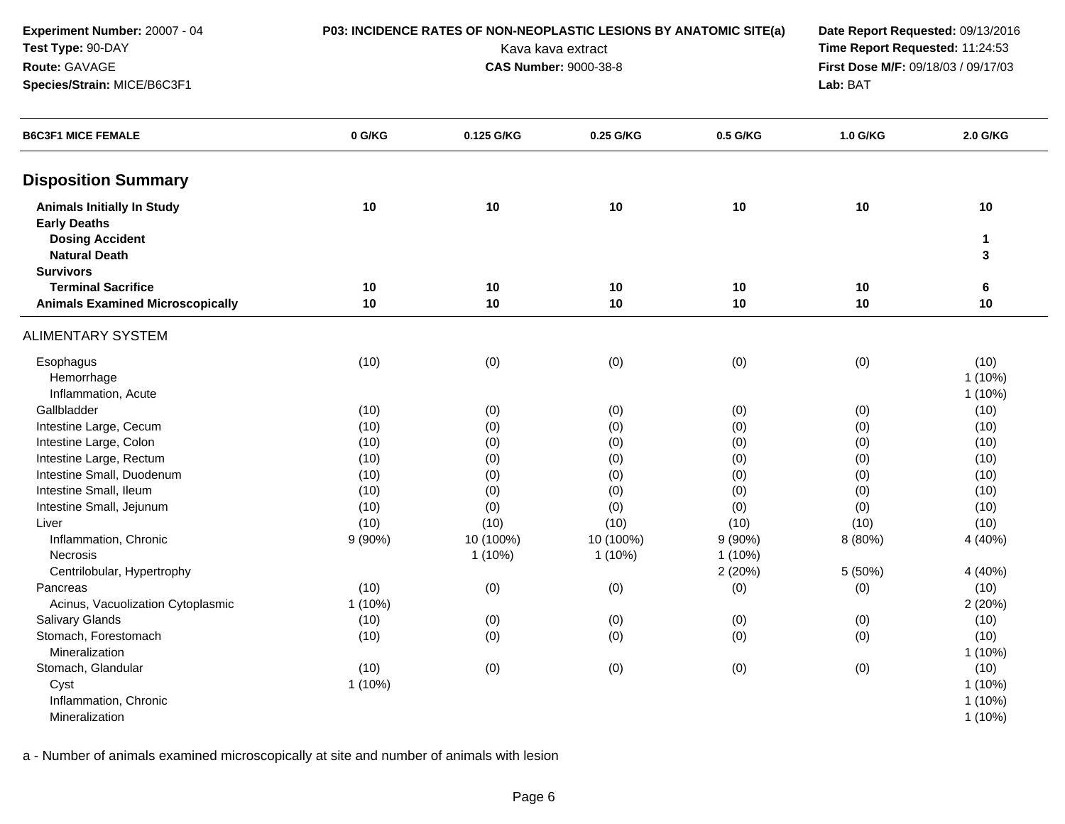**Experiment Number:** 20007 - 04
**Test Type:** 90-DAY
**Route:** GAVAGE
**Species/Strain:** MICE/B6C3F1

**P03: INCIDENCE RATES OF NON-NEOPLASTIC LESIONS BY ANATOMIC SITE(a)**
Kava kava extract
**CAS Number:** 9000-38-8

**Date Report Requested:** 09/13/2016
**Time Report Requested:** 11:24:53
**First Dose M/F:** 09/18/03 / 09/17/03
**Lab:** BAT

| B6C3F1 MICE FEMALE | 0 G/KG | 0.125 G/KG | 0.25 G/KG | 0.5 G/KG | 1.0 G/KG | 2.0 G/KG |
|---|---|---|---|---|---|---|
| **Disposition Summary** | | | | | | |
| **Animals Initially In Study** | **10** | **10** | **10** | **10** | **10** | **10** |
| **Early Deaths** | | | | | | |
| **Dosing Accident** | | | | | | **1** |
| **Natural Death** | | | | | | **3** |
| **Survivors** | | | | | | |
| **Terminal Sacrifice** | **10** | **10** | **10** | **10** | **10** | **6** |
| **Animals Examined Microscopically** | **10** | **10** | **10** | **10** | **10** | **10** |
| ALIMENTARY SYSTEM | | | | | | |
| Esophagus | (10) | (0) | (0) | (0) | (0) | (10) |
| Hemorrhage | | | | | | 1 (10%) |
| Inflammation, Acute | | | | | | 1 (10%) |
| Gallbladder | (10) | (0) | (0) | (0) | (0) | (10) |
| Intestine Large, Cecum | (10) | (0) | (0) | (0) | (0) | (10) |
| Intestine Large, Colon | (10) | (0) | (0) | (0) | (0) | (10) |
| Intestine Large, Rectum | (10) | (0) | (0) | (0) | (0) | (10) |
| Intestine Small, Duodenum | (10) | (0) | (0) | (0) | (0) | (10) |
| Intestine Small, Ileum | (10) | (0) | (0) | (0) | (0) | (10) |
| Intestine Small, Jejunum | (10) | (0) | (0) | (0) | (0) | (10) |
| Liver | (10) | (10) | (10) | (10) | (10) | (10) |
| Inflammation, Chronic | 9 (90%) | 10 (100%) | 10 (100%) | 9 (90%) | 8 (80%) | 4 (40%) |
| Necrosis | | 1 (10%) | 1 (10%) | 1 (10%) | | |
| Centrilobular, Hypertrophy | | | | 2 (20%) | 5 (50%) | 4 (40%) |
| Pancreas | (10) | (0) | (0) | (0) | (0) | (10) |
| Acinus, Vacuolization Cytoplasmic | 1 (10%) | | | | | 2 (20%) |
| Salivary Glands | (10) | (0) | (0) | (0) | (0) | (10) |
| Stomach, Forestomach | (10) | (0) | (0) | (0) | (0) | (10) |
| Mineralization | | | | | | 1 (10%) |
| Stomach, Glandular | (10) | (0) | (0) | (0) | (0) | (10) |
| Cyst | 1 (10%) | | | | | 1 (10%) |
| Inflammation, Chronic | | | | | | 1 (10%) |
| Mineralization | | | | | | 1 (10%) |

a - Number of animals examined microscopically at site and number of animals with lesion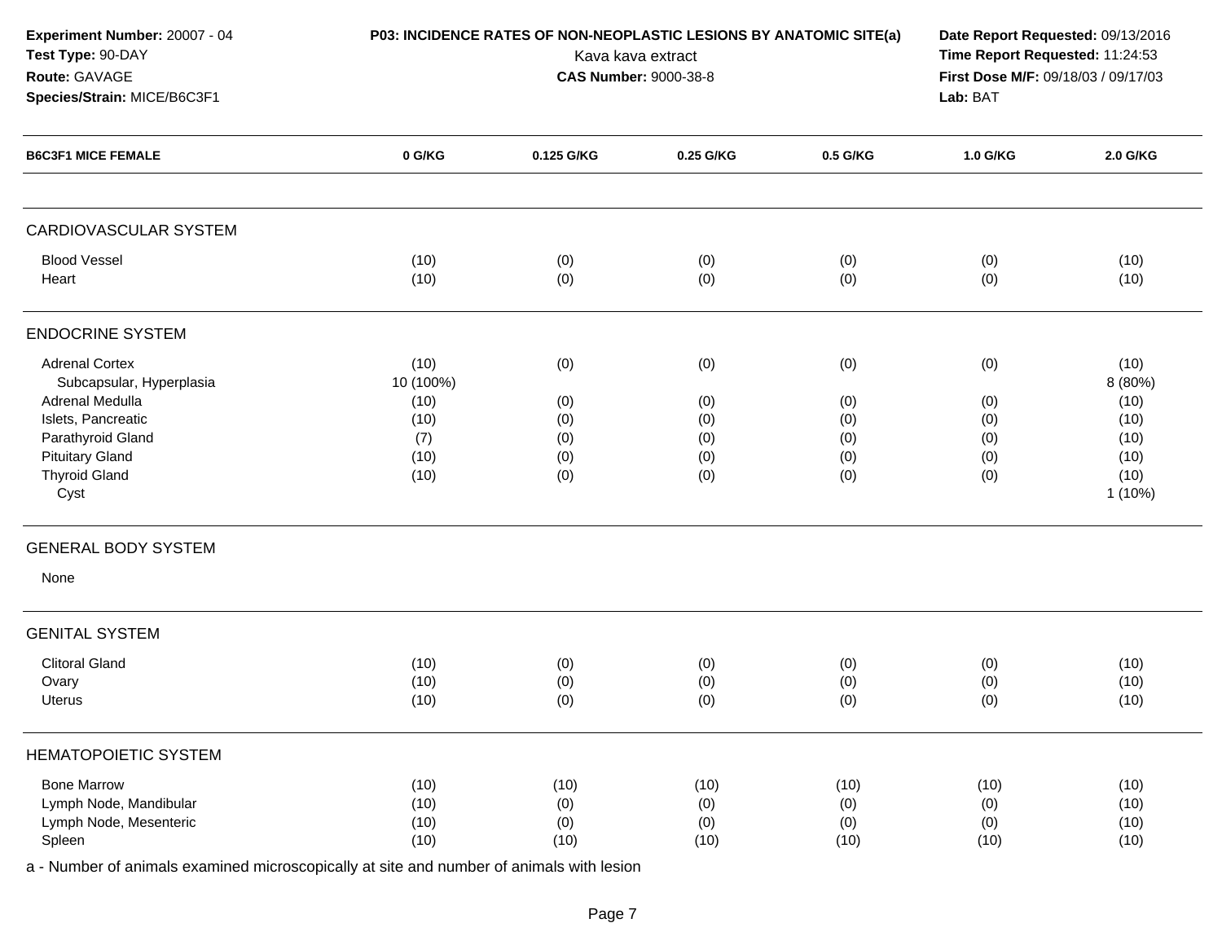**Experiment Number:** 20007 - 04
**Test Type:** 90-DAY
**Route:** GAVAGE
**Species/Strain:** MICE/B6C3F1

**P03: INCIDENCE RATES OF NON-NEOPLASTIC LESIONS BY ANATOMIC SITE(a)**
Kava kava extract
**CAS Number:** 9000-38-8

**Date Report Requested:** 09/13/2016
**Time Report Requested:** 11:24:53
**First Dose M/F:** 09/18/03 / 09/17/03
**Lab:** BAT

| B6C3F1 MICE FEMALE | 0 G/KG | 0.125 G/KG | 0.25 G/KG | 0.5 G/KG | 1.0 G/KG | 2.0 G/KG |
|---|---|---|---|---|---|---|
| **CARDIOVASCULAR SYSTEM** | | | | | | |
| Blood Vessel | (10) | (0) | (0) | (0) | (0) | (10) |
| Heart | (10) | (0) | (0) | (0) | (0) | (10) |
| **ENDOCRINE SYSTEM** | | | | | | |
| Adrenal Cortex | (10) | (0) | (0) | (0) | (0) | (10) |
| Subcapsular, Hyperplasia | 10 (100%) | | | | | 8 (80%) |
| Adrenal Medulla | (10) | (0) | (0) | (0) | (0) | (10) |
| Islets, Pancreatic | (10) | (0) | (0) | (0) | (0) | (10) |
| Parathyroid Gland | (7) | (0) | (0) | (0) | (0) | (10) |
| Pituitary Gland | (10) | (0) | (0) | (0) | (0) | (10) |
| Thyroid Gland | (10) | (0) | (0) | (0) | (0) | (10) |
| Cyst | | | | | | 1 (10%) |
| **GENERAL BODY SYSTEM** | | | | | | |
| None | | | | | | |
| **GENITAL SYSTEM** | | | | | | |
| Clitoral Gland | (10) | (0) | (0) | (0) | (0) | (10) |
| Ovary | (10) | (0) | (0) | (0) | (0) | (10) |
| Uterus | (10) | (0) | (0) | (0) | (0) | (10) |
| **HEMATOPOIETIC SYSTEM** | | | | | | |
| Bone Marrow | (10) | (10) | (10) | (10) | (10) | (10) |
| Lymph Node, Mandibular | (10) | (0) | (0) | (0) | (0) | (10) |
| Lymph Node, Mesenteric | (10) | (0) | (0) | (0) | (0) | (10) |
| Spleen | (10) | (10) | (10) | (10) | (10) | (10) |

a - Number of animals examined microscopically at site and number of animals with lesion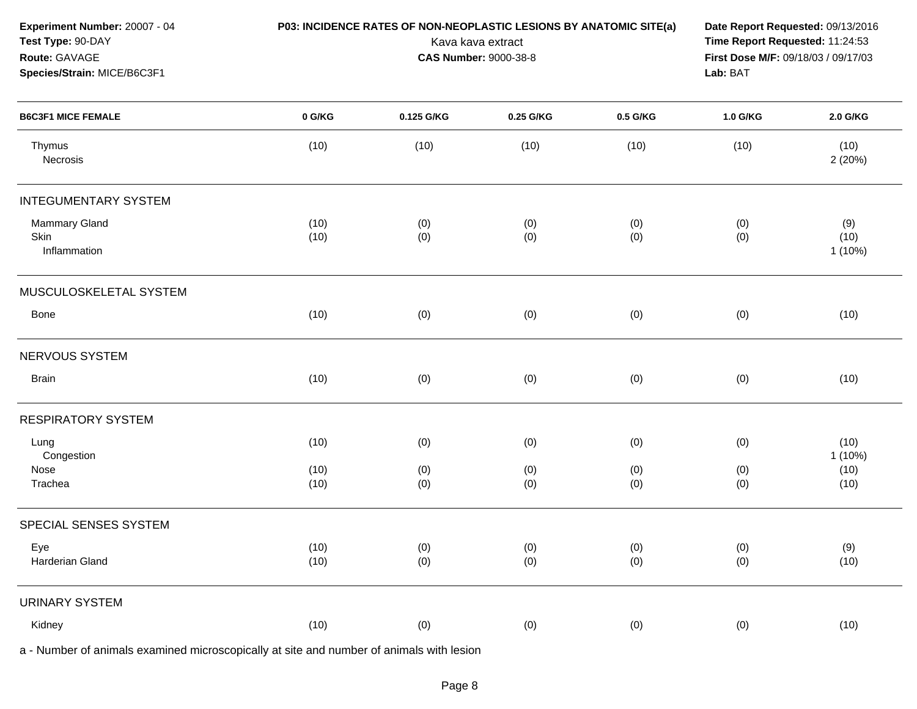**Experiment Number:** 20007 - 04
**Test Type:** 90-DAY
**Route:** GAVAGE
**Species/Strain:** MICE/B6C3F1

**P03: INCIDENCE RATES OF NON-NEOPLASTIC LESIONS BY ANATOMIC SITE(a)**
Kava kava extract
**CAS Number:** 9000-38-8

**Date Report Requested:** 09/13/2016
**Time Report Requested:** 11:24:53
**First Dose M/F:** 09/18/03 / 09/17/03
**Lab:** BAT

| B6C3F1 MICE FEMALE | 0 G/KG | 0.125 G/KG | 0.25 G/KG | 0.5 G/KG | 1.0 G/KG | 2.0 G/KG |
|---|---|---|---|---|---|---|
| Thymus | (10) | (10) | (10) | (10) | (10) | (10) |
| Necrosis | | | | | | 2 (20%) |
| **INTEGUMENTARY SYSTEM** | | | | | | |
| Mammary Gland | (10) | (0) | (0) | (0) | (0) | (9) |
| Skin | (10) | (0) | (0) | (0) | (0) | (10) |
| Inflammation | | | | | | 1 (10%) |
| **MUSCULOSKELETAL SYSTEM** | | | | | | |
| Bone | (10) | (0) | (0) | (0) | (0) | (10) |
| **NERVOUS SYSTEM** | | | | | | |
| Brain | (10) | (0) | (0) | (0) | (0) | (10) |
| **RESPIRATORY SYSTEM** | | | | | | |
| Lung | (10) | (0) | (0) | (0) | (0) | (10) |
| Congestion | | | | | | 1 (10%) |
| Nose | (10) | (0) | (0) | (0) | (0) | (10) |
| Trachea | (10) | (0) | (0) | (0) | (0) | (10) |
| **SPECIAL SENSES SYSTEM** | | | | | | |
| Eye | (10) | (0) | (0) | (0) | (0) | (9) |
| Harderian Gland | (10) | (0) | (0) | (0) | (0) | (10) |
| **URINARY SYSTEM** | | | | | | |
| Kidney | (10) | (0) | (0) | (0) | (0) | (10) |

a - Number of animals examined microscopically at site and number of animals with lesion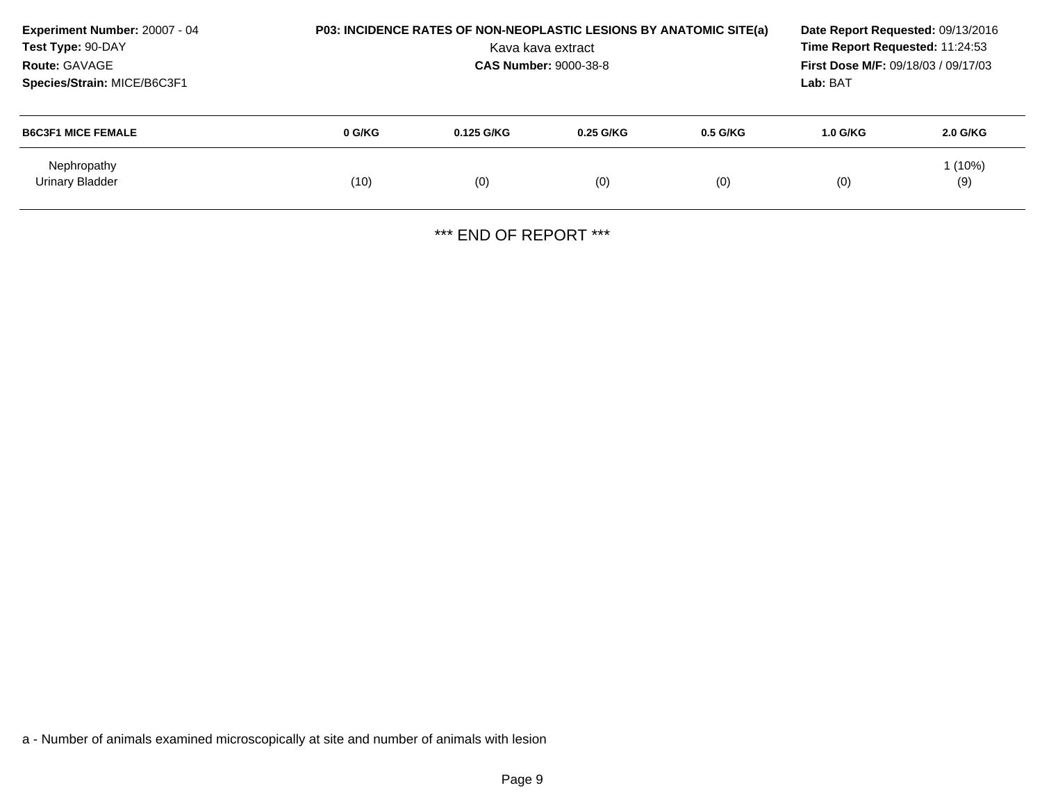**Experiment Number:** 20007 - 04
**Test Type:** 90-DAY
**Route:** GAVAGE
**Species/Strain:** MICE/B6C3F1

**P03: INCIDENCE RATES OF NON-NEOPLASTIC LESIONS BY ANATOMIC SITE(a)**
Kava kava extract
**CAS Number:** 9000-38-8

**Date Report Requested:** 09/13/2016
**Time Report Requested:** 11:24:53
**First Dose M/F:** 09/18/03 / 09/17/03
**Lab:** BAT

| B6C3F1 MICE FEMALE | 0 G/KG | 0.125 G/KG | 0.25 G/KG | 0.5 G/KG | 1.0 G/KG | 2.0 G/KG |
|---|---|---|---|---|---|---|
| Nephropathy | | | | | | 1 (10%) |
| Urinary Bladder | (10) | (0) | (0) | (0) | (0) | (9) |

*** END OF REPORT ***

a - Number of animals examined microscopically at site and number of animals with lesion